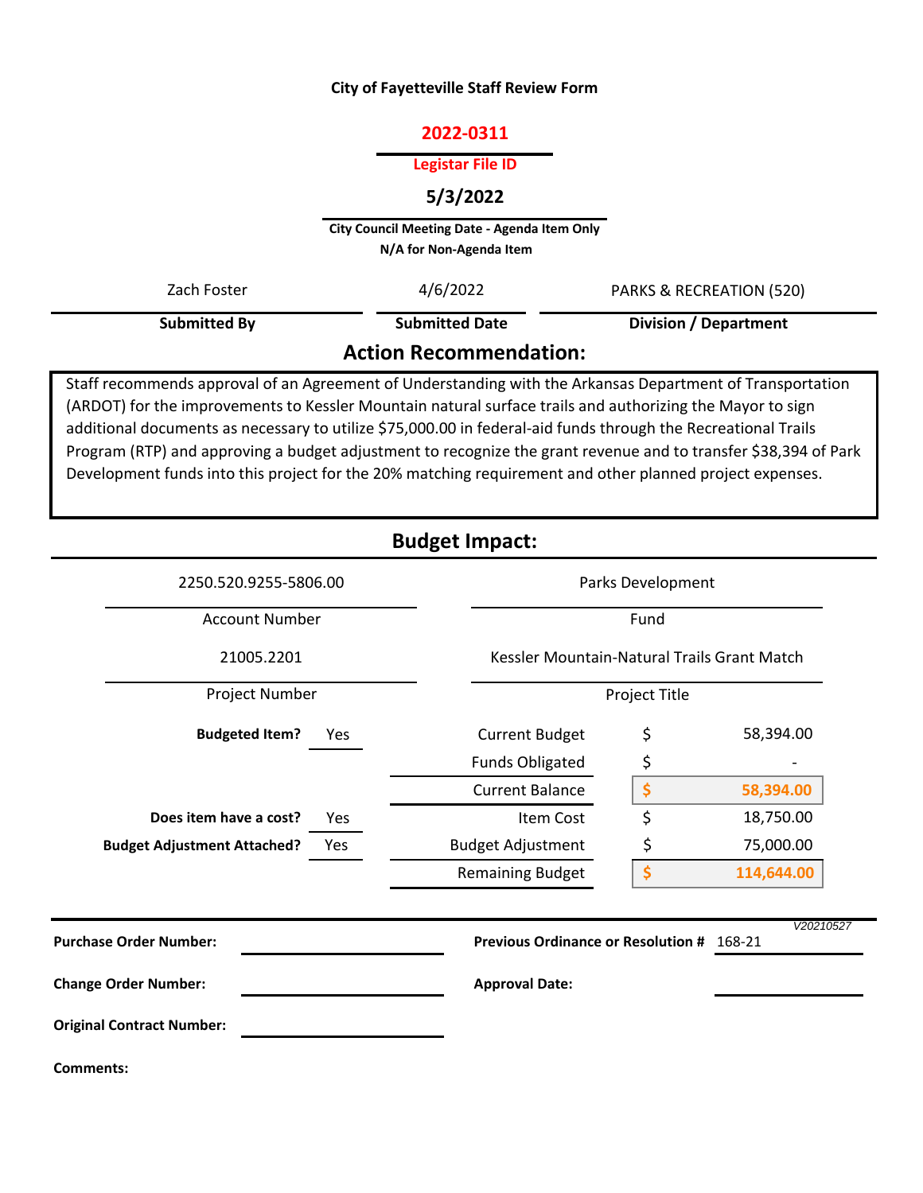**City of Fayetteville Staff Review Form**

**2022-0311**

**Legistar File ID**

**5/3/2022**

**City Council Meeting Date - Agenda Item Only**
**N/A for Non-Agenda Item**

| Submitted By | Submitted Date | Division / Department |
| --- | --- | --- |
| Zach Foster | 4/6/2022 | PARKS & RECREATION (520) |

## Action Recommendation:

Staff recommends approval of an Agreement of Understanding with the Arkansas Department of Transportation (ARDOT) for the improvements to Kessler Mountain natural surface trails and authorizing the Mayor to sign additional documents as necessary to utilize $75,000.00 in federal-aid funds through the Recreational Trails Program (RTP) and approving a budget adjustment to recognize the grant revenue and to transfer $38,394 of Park Development funds into this project for the 20% matching requirement and other planned project expenses.

## Budget Impact:

| Account Number | Fund |
| --- | --- |
| 2250.520.9255-5806.00 | Parks Development |

| Project Number | Project Title |
| --- | --- |
| 21005.2201 | Kessler Mountain-Natural Trails Grant Match |

| | | | |
| --- | --- | --- | --- |
| **Budgeted Item?** | Yes | Current Budget | $ 58,394.00 |
| | | Funds Obligated | $ - |
| | | Current Balance | $ 58,394.00 |
| **Does item have a cost?** | Yes | Item Cost | $ 18,750.00 |
| **Budget Adjustment Attached?** | Yes | Budget Adjustment | $ 75,000.00 |
| | | Remaining Budget | $ 114,644.00 |

V20210527

**Purchase Order Number:**

**Previous Ordinance or Resolution #** 168-21

**Change Order Number:**

**Approval Date:**

**Original Contract Number:**

**Comments:**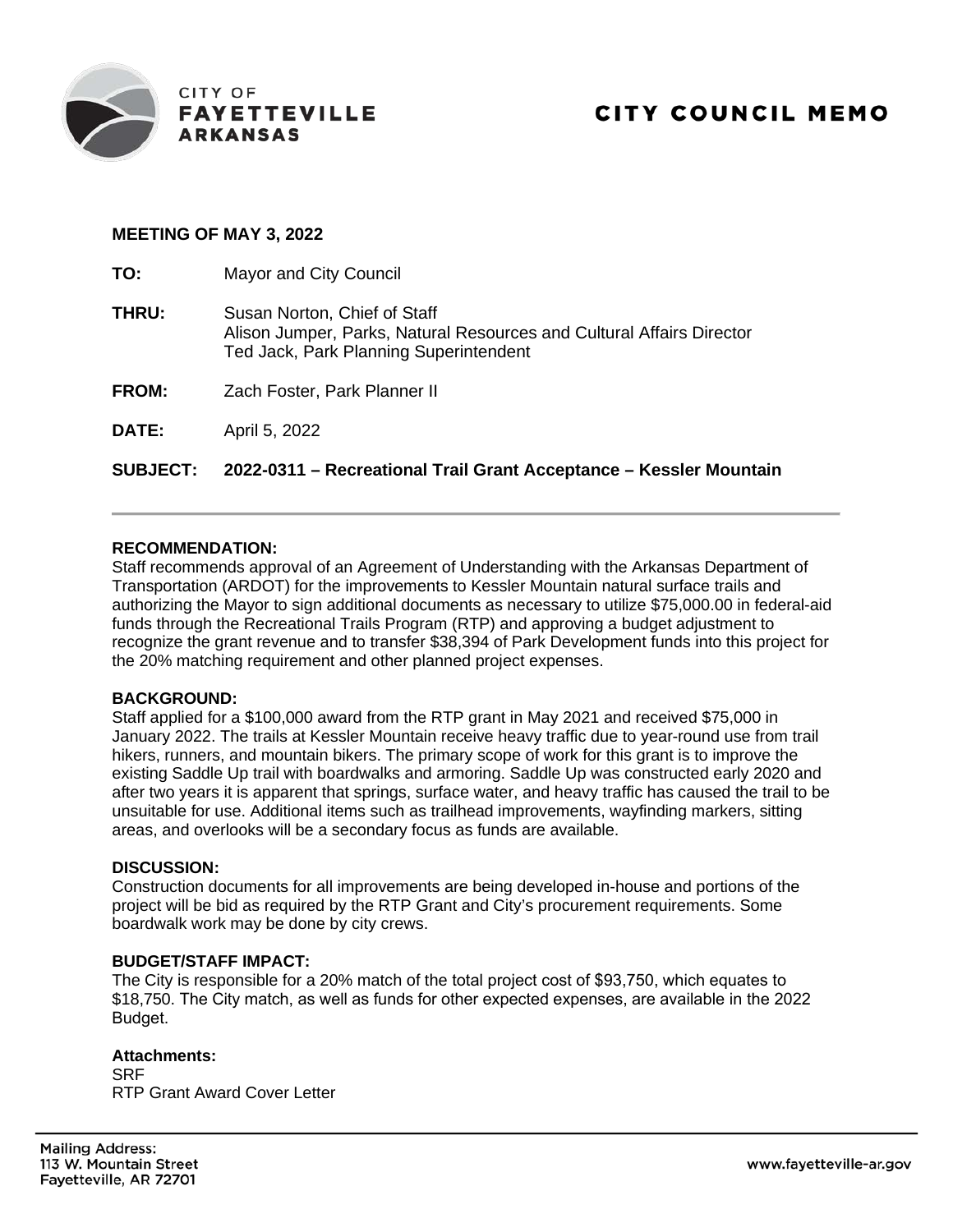CITY OF
**FAYETTEVILLE**
**ARKANSAS**

# CITY COUNCIL MEMO

**MEETING OF MAY 3, 2022**

**TO:** Mayor and City Council

**THRU:** Susan Norton, Chief of Staff
Alison Jumper, Parks, Natural Resources and Cultural Affairs Director
Ted Jack, Park Planning Superintendent

**FROM:** Zach Foster, Park Planner II

**DATE:** April 5, 2022

**SUBJECT: 2022-0311 – Recreational Trail Grant Acceptance – Kessler Mountain**

---

**RECOMMENDATION:**
Staff recommends approval of an Agreement of Understanding with the Arkansas Department of Transportation (ARDOT) for the improvements to Kessler Mountain natural surface trails and authorizing the Mayor to sign additional documents as necessary to utilize $75,000.00 in federal-aid funds through the Recreational Trails Program (RTP) and approving a budget adjustment to recognize the grant revenue and to transfer $38,394 of Park Development funds into this project for the 20% matching requirement and other planned project expenses.

**BACKGROUND:**
Staff applied for a $100,000 award from the RTP grant in May 2021 and received $75,000 in January 2022. The trails at Kessler Mountain receive heavy traffic due to year-round use from trail hikers, runners, and mountain bikers. The primary scope of work for this grant is to improve the existing Saddle Up trail with boardwalks and armoring. Saddle Up was constructed early 2020 and after two years it is apparent that springs, surface water, and heavy traffic has caused the trail to be unsuitable for use. Additional items such as trailhead improvements, wayfinding markers, sitting areas, and overlooks will be a secondary focus as funds are available.

**DISCUSSION:**
Construction documents for all improvements are being developed in-house and portions of the project will be bid as required by the RTP Grant and City's procurement requirements. Some boardwalk work may be done by city crews.

**BUDGET/STAFF IMPACT:**
The City is responsible for a 20% match of the total project cost of $93,750, which equates to $18,750. The City match, as well as funds for other expected expenses, are available in the 2022 Budget.

**Attachments:**
SRF
RTP Grant Award Cover Letter

Mailing Address:
113 W. Mountain Street
Fayetteville, AR 72701

www.fayetteville-ar.gov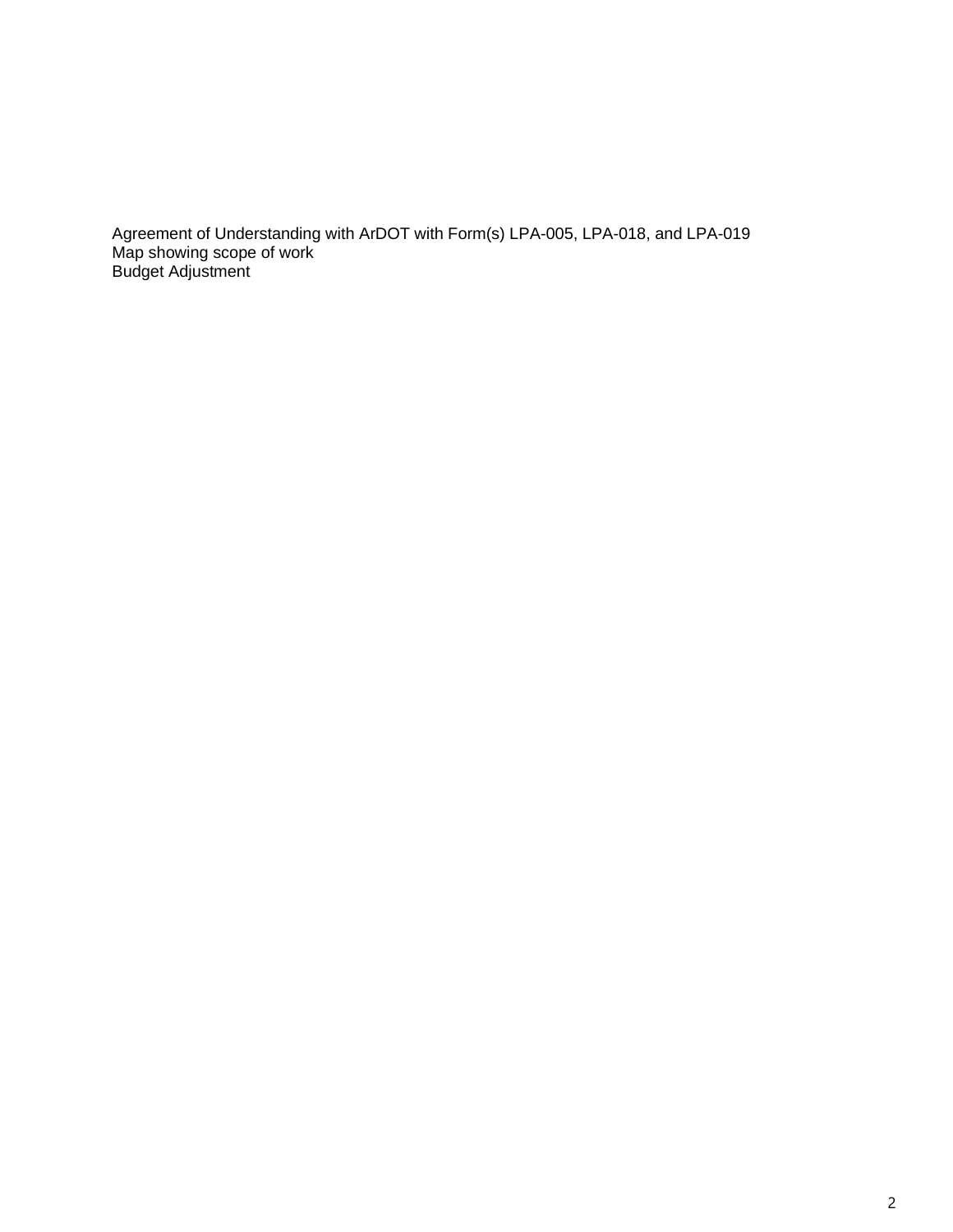Agreement of Understanding with ArDOT with Form(s) LPA-005, LPA-018, and LPA-019
Map showing scope of work
Budget Adjustment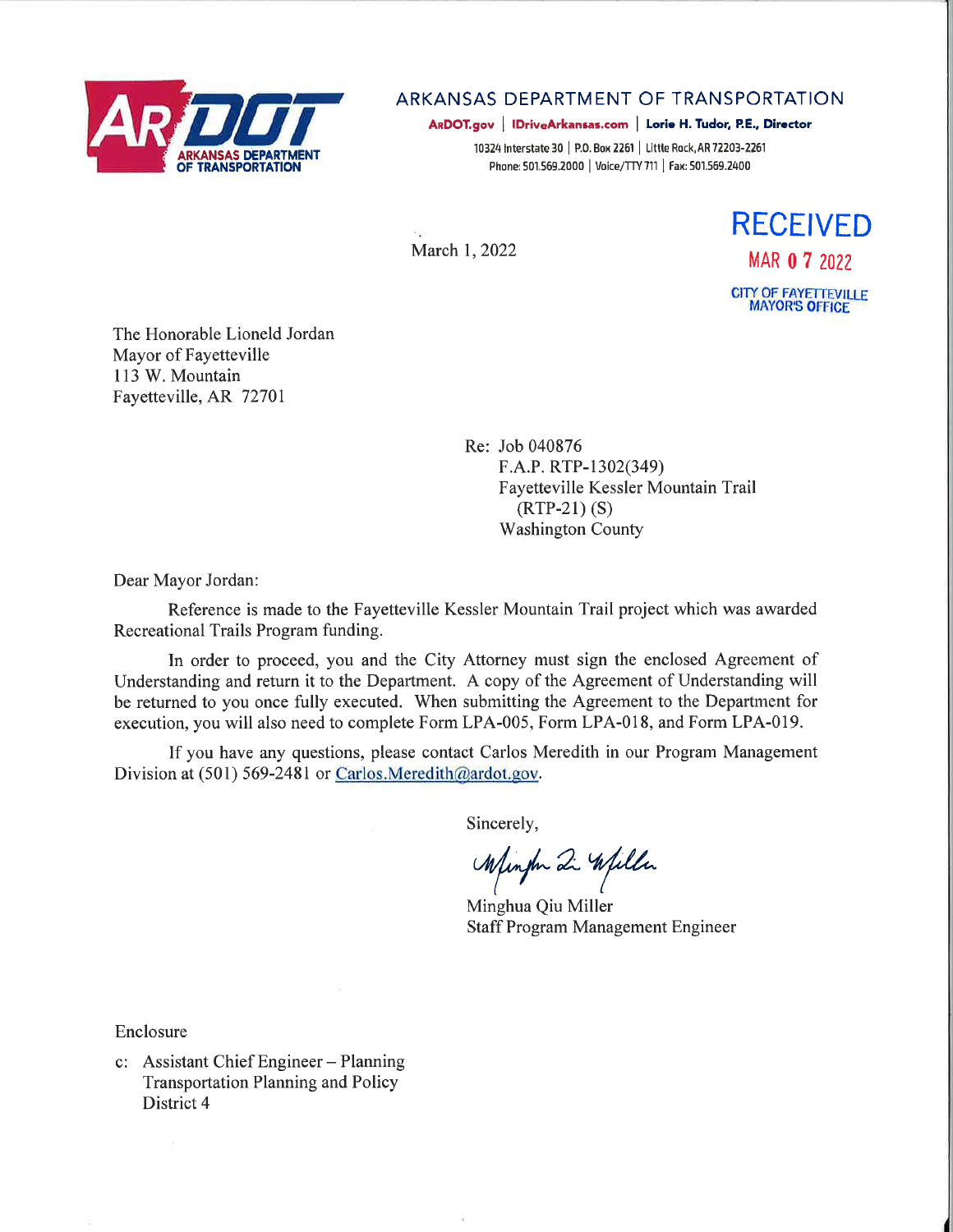# ARKANSAS DEPARTMENT OF TRANSPORTATION

ARDOT.gov | IDriveArkansas.com | **Lorie H. Tudor, P.E., Director**

10324 Interstate 30 | P.O. Box 2261 | Little Rock, AR 72203-2261
Phone: 501.569.2000 | Voice/TTY 711 | Fax: 501.569.2400

RECEIVED
MAR 07 2022
CITY OF FAYETTEVILLE
MAYOR'S OFFICE

March 1, 2022

The Honorable Lioneld Jordan
Mayor of Fayetteville
113 W. Mountain
Fayetteville, AR 72701

Re: Job 040876
F.A.P. RTP-1302(349)
Fayetteville Kessler Mountain Trail
(RTP-21) (S)
Washington County

Dear Mayor Jordan:

Reference is made to the Fayetteville Kessler Mountain Trail project which was awarded Recreational Trails Program funding.

In order to proceed, you and the City Attorney must sign the enclosed Agreement of Understanding and return it to the Department. A copy of the Agreement of Understanding will be returned to you once fully executed. When submitting the Agreement to the Department for execution, you will also need to complete Form LPA-005, Form LPA-018, and Form LPA-019.

If you have any questions, please contact Carlos Meredith in our Program Management Division at (501) 569-2481 or Carlos.Meredith@ardot.gov.

Sincerely,

Minghua Qiu Miller
Staff Program Management Engineer

Enclosure

c: Assistant Chief Engineer – Planning
Transportation Planning and Policy
District 4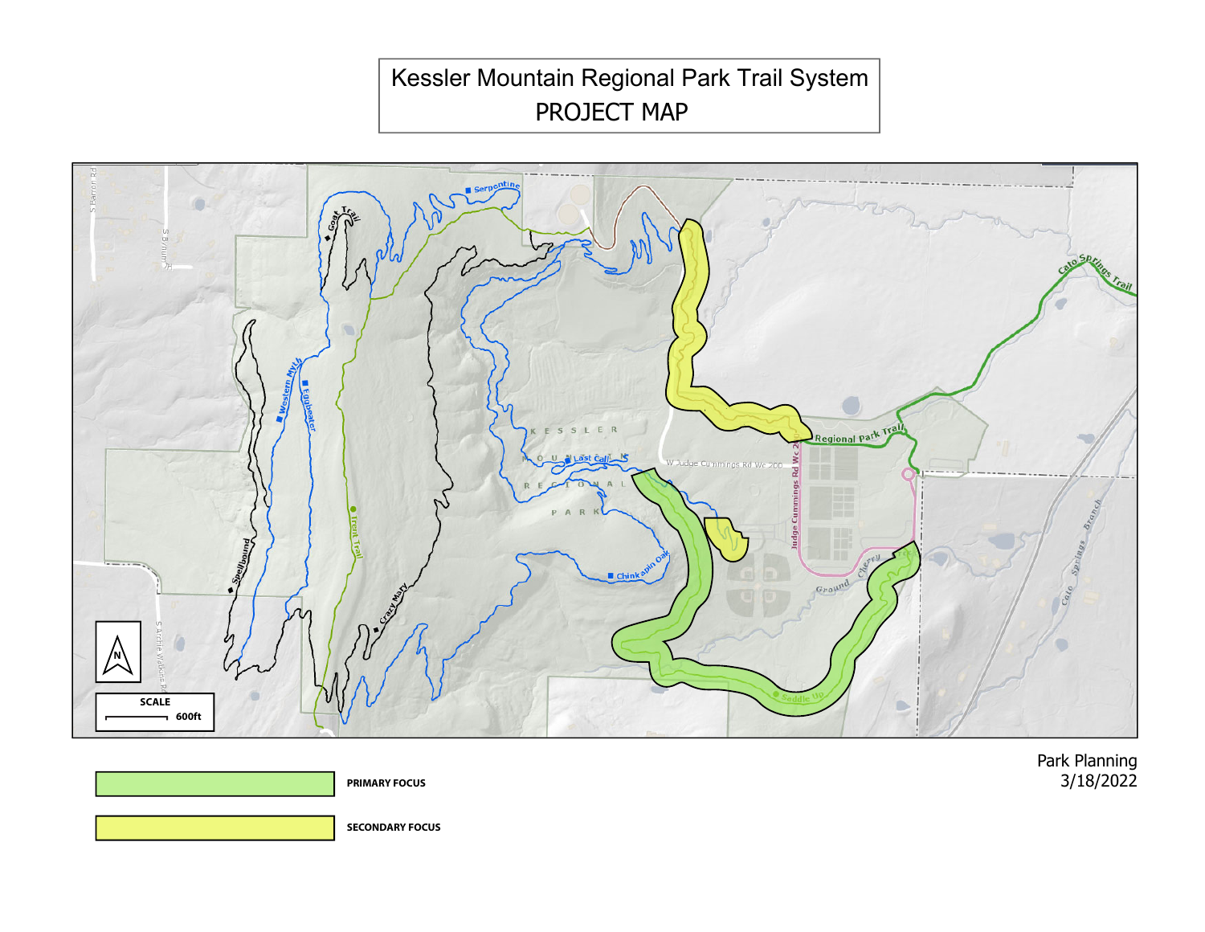# Kessler Mountain Regional Park Trail System
# PROJECT MAP

Serpentine

Goat Trail

Western Myth

Eggbeater

Trent Trail

Spellbound

Crazy Mary

KESSLER MOUNTAIN REGIONAL PARK

Last Call

Chinkapin Oak

W Judge Cummings Rd Wc 200

Judge Cummings Rd Wc 200

Regional Park Trail

Cato Springs Trail

Ground Cherry

Saddle Up

Cato Springs Branch

S Farron Rd

S Bynum Rd

S Archie Walkins Rd

N

SCALE

600ft

PRIMARY FOCUS

SECONDARY FOCUS

Park Planning
3/18/2022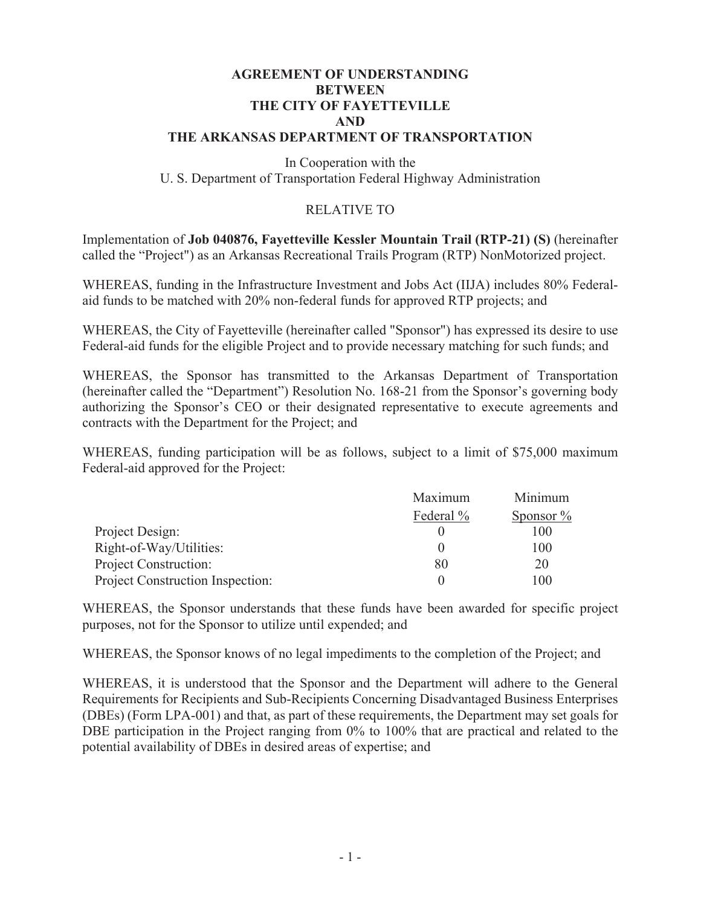**AGREEMENT OF UNDERSTANDING**
**BETWEEN**
**THE CITY OF FAYETTEVILLE**
**AND**
**THE ARKANSAS DEPARTMENT OF TRANSPORTATION**

In Cooperation with the
U. S. Department of Transportation Federal Highway Administration

RELATIVE TO

Implementation of **Job 040876, Fayetteville Kessler Mountain Trail (RTP-21) (S)** (hereinafter called the "Project") as an Arkansas Recreational Trails Program (RTP) NonMotorized project.

WHEREAS, funding in the Infrastructure Investment and Jobs Act (IIJA) includes 80% Federal-aid funds to be matched with 20% non-federal funds for approved RTP projects; and

WHEREAS, the City of Fayetteville (hereinafter called "Sponsor") has expressed its desire to use Federal-aid funds for the eligible Project and to provide necessary matching for such funds; and

WHEREAS, the Sponsor has transmitted to the Arkansas Department of Transportation (hereinafter called the "Department") Resolution No. 168-21 from the Sponsor's governing body authorizing the Sponsor's CEO or their designated representative to execute agreements and contracts with the Department for the Project; and

WHEREAS, funding participation will be as follows, subject to a limit of $75,000 maximum Federal-aid approved for the Project:

| | Maximum Federal % | Minimum Sponsor % |
|---|---|---|
| Project Design: | 0 | 100 |
| Right-of-Way/Utilities: | 0 | 100 |
| Project Construction: | 80 | 20 |
| Project Construction Inspection: | 0 | 100 |

WHEREAS, the Sponsor understands that these funds have been awarded for specific project purposes, not for the Sponsor to utilize until expended; and

WHEREAS, the Sponsor knows of no legal impediments to the completion of the Project; and

WHEREAS, it is understood that the Sponsor and the Department will adhere to the General Requirements for Recipients and Sub-Recipients Concerning Disadvantaged Business Enterprises (DBEs) (Form LPA-001) and that, as part of these requirements, the Department may set goals for DBE participation in the Project ranging from 0% to 100% that are practical and related to the potential availability of DBEs in desired areas of expertise; and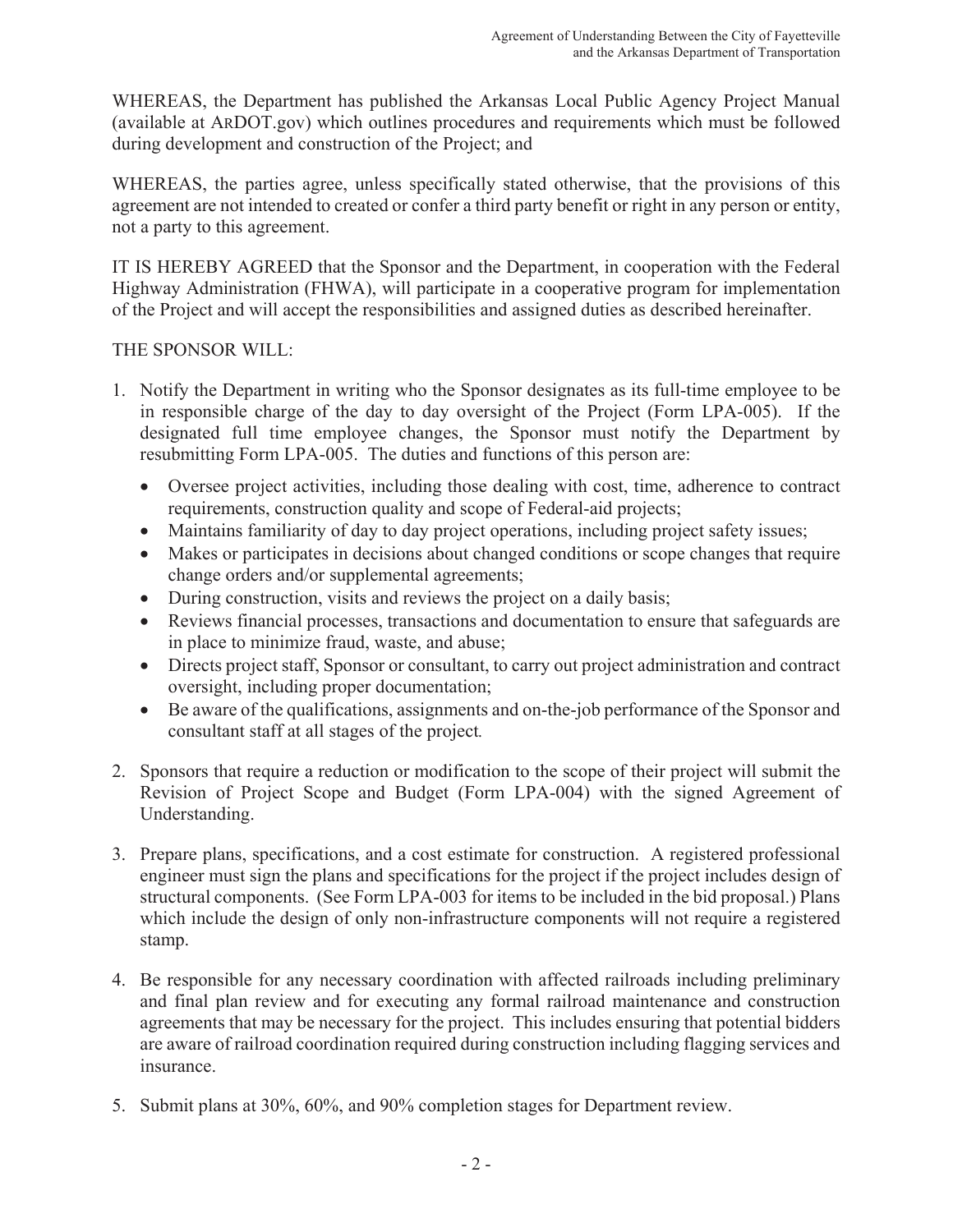WHEREAS, the Department has published the Arkansas Local Public Agency Project Manual (available at ArDOT.gov) which outlines procedures and requirements which must be followed during development and construction of the Project; and

WHEREAS, the parties agree, unless specifically stated otherwise, that the provisions of this agreement are not intended to created or confer a third party benefit or right in any person or entity, not a party to this agreement.

IT IS HEREBY AGREED that the Sponsor and the Department, in cooperation with the Federal Highway Administration (FHWA), will participate in a cooperative program for implementation of the Project and will accept the responsibilities and assigned duties as described hereinafter.

THE SPONSOR WILL:

1. Notify the Department in writing who the Sponsor designates as its full-time employee to be in responsible charge of the day to day oversight of the Project (Form LPA-005). If the designated full time employee changes, the Sponsor must notify the Department by resubmitting Form LPA-005. The duties and functions of this person are:
   - Oversee project activities, including those dealing with cost, time, adherence to contract requirements, construction quality and scope of Federal-aid projects;
   - Maintains familiarity of day to day project operations, including project safety issues;
   - Makes or participates in decisions about changed conditions or scope changes that require change orders and/or supplemental agreements;
   - During construction, visits and reviews the project on a daily basis;
   - Reviews financial processes, transactions and documentation to ensure that safeguards are in place to minimize fraud, waste, and abuse;
   - Directs project staff, Sponsor or consultant, to carry out project administration and contract oversight, including proper documentation;
   - Be aware of the qualifications, assignments and on-the-job performance of the Sponsor and consultant staff at all stages of the project.

2. Sponsors that require a reduction or modification to the scope of their project will submit the Revision of Project Scope and Budget (Form LPA-004) with the signed Agreement of Understanding.

3. Prepare plans, specifications, and a cost estimate for construction. A registered professional engineer must sign the plans and specifications for the project if the project includes design of structural components. (See Form LPA-003 for items to be included in the bid proposal.) Plans which include the design of only non-infrastructure components will not require a registered stamp.

4. Be responsible for any necessary coordination with affected railroads including preliminary and final plan review and for executing any formal railroad maintenance and construction agreements that may be necessary for the project. This includes ensuring that potential bidders are aware of railroad coordination required during construction including flagging services and insurance.

5. Submit plans at 30%, 60%, and 90% completion stages for Department review.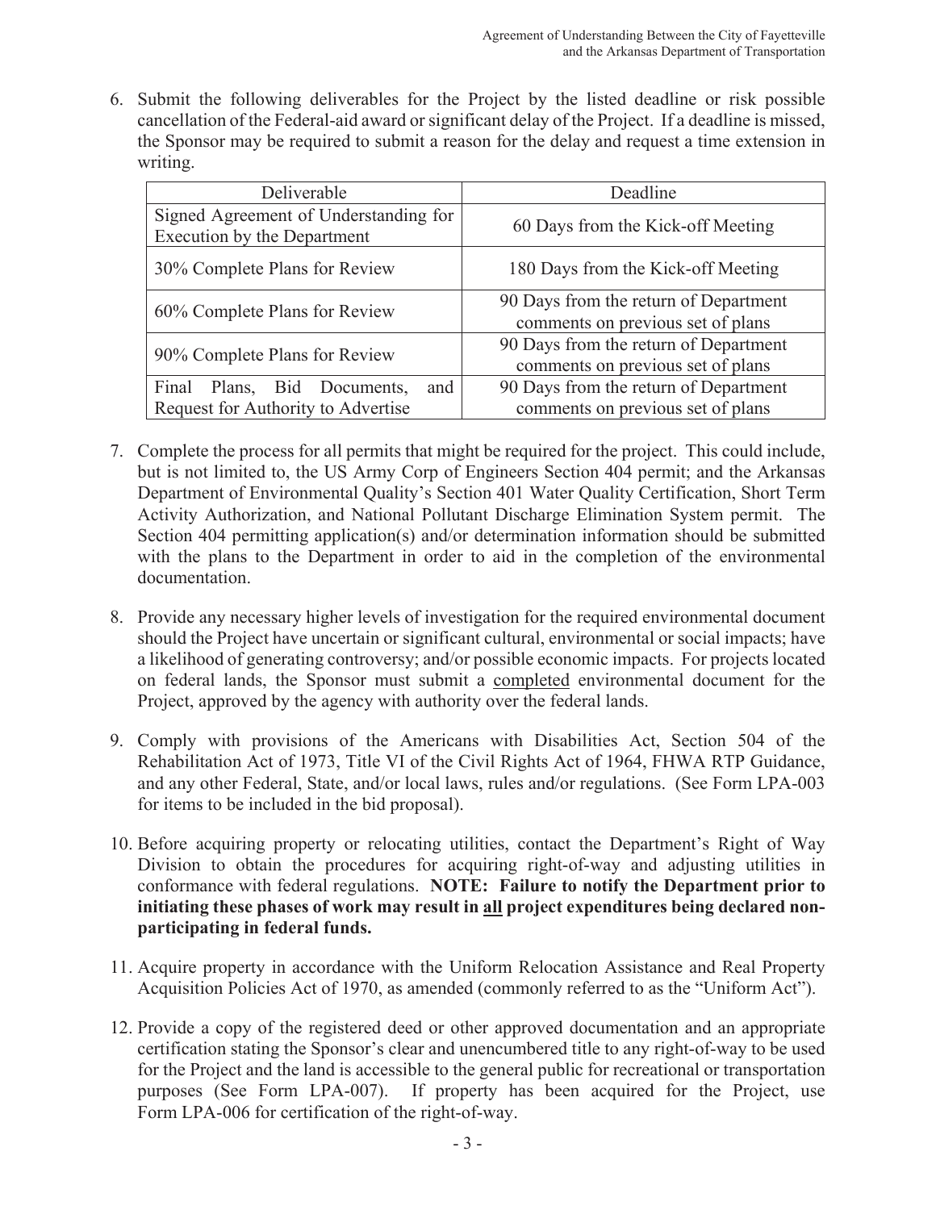6. Submit the following deliverables for the Project by the listed deadline or risk possible cancellation of the Federal-aid award or significant delay of the Project. If a deadline is missed, the Sponsor may be required to submit a reason for the delay and request a time extension in writing.

| Deliverable | Deadline |
| --- | --- |
| Signed Agreement of Understanding for Execution by the Department | 60 Days from the Kick-off Meeting |
| 30% Complete Plans for Review | 180 Days from the Kick-off Meeting |
| 60% Complete Plans for Review | 90 Days from the return of Department comments on previous set of plans |
| 90% Complete Plans for Review | 90 Days from the return of Department comments on previous set of plans |
| Final Plans, Bid Documents, and Request for Authority to Advertise | 90 Days from the return of Department comments on previous set of plans |

7. Complete the process for all permits that might be required for the project. This could include, but is not limited to, the US Army Corp of Engineers Section 404 permit; and the Arkansas Department of Environmental Quality's Section 401 Water Quality Certification, Short Term Activity Authorization, and National Pollutant Discharge Elimination System permit. The Section 404 permitting application(s) and/or determination information should be submitted with the plans to the Department in order to aid in the completion of the environmental documentation.

8. Provide any necessary higher levels of investigation for the required environmental document should the Project have uncertain or significant cultural, environmental or social impacts; have a likelihood of generating controversy; and/or possible economic impacts. For projects located on federal lands, the Sponsor must submit a <u>completed</u> environmental document for the Project, approved by the agency with authority over the federal lands.

9. Comply with provisions of the Americans with Disabilities Act, Section 504 of the Rehabilitation Act of 1973, Title VI of the Civil Rights Act of 1964, FHWA RTP Guidance, and any other Federal, State, and/or local laws, rules and/or regulations. (See Form LPA-003 for items to be included in the bid proposal).

10. Before acquiring property or relocating utilities, contact the Department's Right of Way Division to obtain the procedures for acquiring right-of-way and adjusting utilities in conformance with federal regulations. **NOTE: Failure to notify the Department prior to initiating these phases of work may result in <u>all</u> project expenditures being declared non-participating in federal funds.**

11. Acquire property in accordance with the Uniform Relocation Assistance and Real Property Acquisition Policies Act of 1970, as amended (commonly referred to as the "Uniform Act").

12. Provide a copy of the registered deed or other approved documentation and an appropriate certification stating the Sponsor's clear and unencumbered title to any right-of-way to be used for the Project and the land is accessible to the general public for recreational or transportation purposes (See Form LPA-007). If property has been acquired for the Project, use Form LPA-006 for certification of the right-of-way.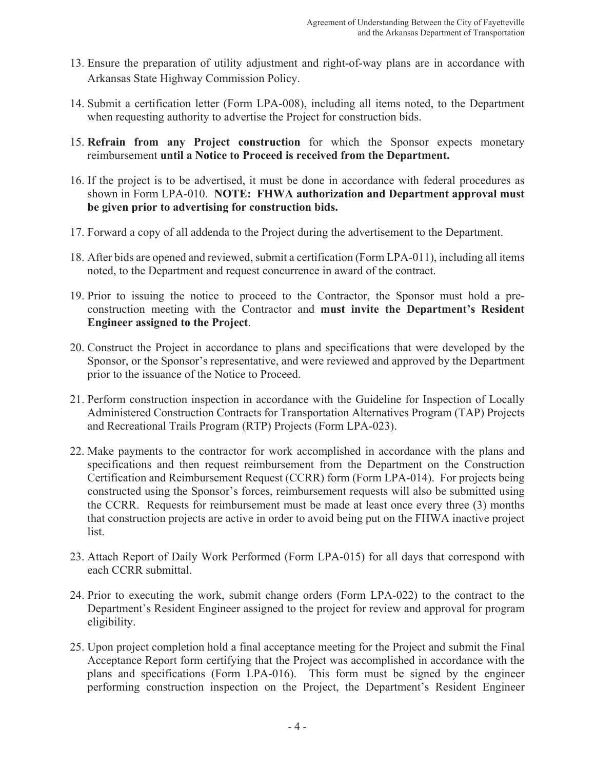13. Ensure the preparation of utility adjustment and right-of-way plans are in accordance with Arkansas State Highway Commission Policy.

14. Submit a certification letter (Form LPA-008), including all items noted, to the Department when requesting authority to advertise the Project for construction bids.

15. **Refrain from any Project construction** for which the Sponsor expects monetary reimbursement **until a Notice to Proceed is received from the Department.**

16. If the project is to be advertised, it must be done in accordance with federal procedures as shown in Form LPA-010. **NOTE: FHWA authorization and Department approval must be given prior to advertising for construction bids.**

17. Forward a copy of all addenda to the Project during the advertisement to the Department.

18. After bids are opened and reviewed, submit a certification (Form LPA-011), including all items noted, to the Department and request concurrence in award of the contract.

19. Prior to issuing the notice to proceed to the Contractor, the Sponsor must hold a pre-construction meeting with the Contractor and **must invite the Department's Resident Engineer assigned to the Project**.

20. Construct the Project in accordance to plans and specifications that were developed by the Sponsor, or the Sponsor's representative, and were reviewed and approved by the Department prior to the issuance of the Notice to Proceed.

21. Perform construction inspection in accordance with the Guideline for Inspection of Locally Administered Construction Contracts for Transportation Alternatives Program (TAP) Projects and Recreational Trails Program (RTP) Projects (Form LPA-023).

22. Make payments to the contractor for work accomplished in accordance with the plans and specifications and then request reimbursement from the Department on the Construction Certification and Reimbursement Request (CCRR) form (Form LPA-014). For projects being constructed using the Sponsor's forces, reimbursement requests will also be submitted using the CCRR. Requests for reimbursement must be made at least once every three (3) months that construction projects are active in order to avoid being put on the FHWA inactive project list.

23. Attach Report of Daily Work Performed (Form LPA-015) for all days that correspond with each CCRR submittal.

24. Prior to executing the work, submit change orders (Form LPA-022) to the contract to the Department's Resident Engineer assigned to the project for review and approval for program eligibility.

25. Upon project completion hold a final acceptance meeting for the Project and submit the Final Acceptance Report form certifying that the Project was accomplished in accordance with the plans and specifications (Form LPA-016). This form must be signed by the engineer performing construction inspection on the Project, the Department's Resident Engineer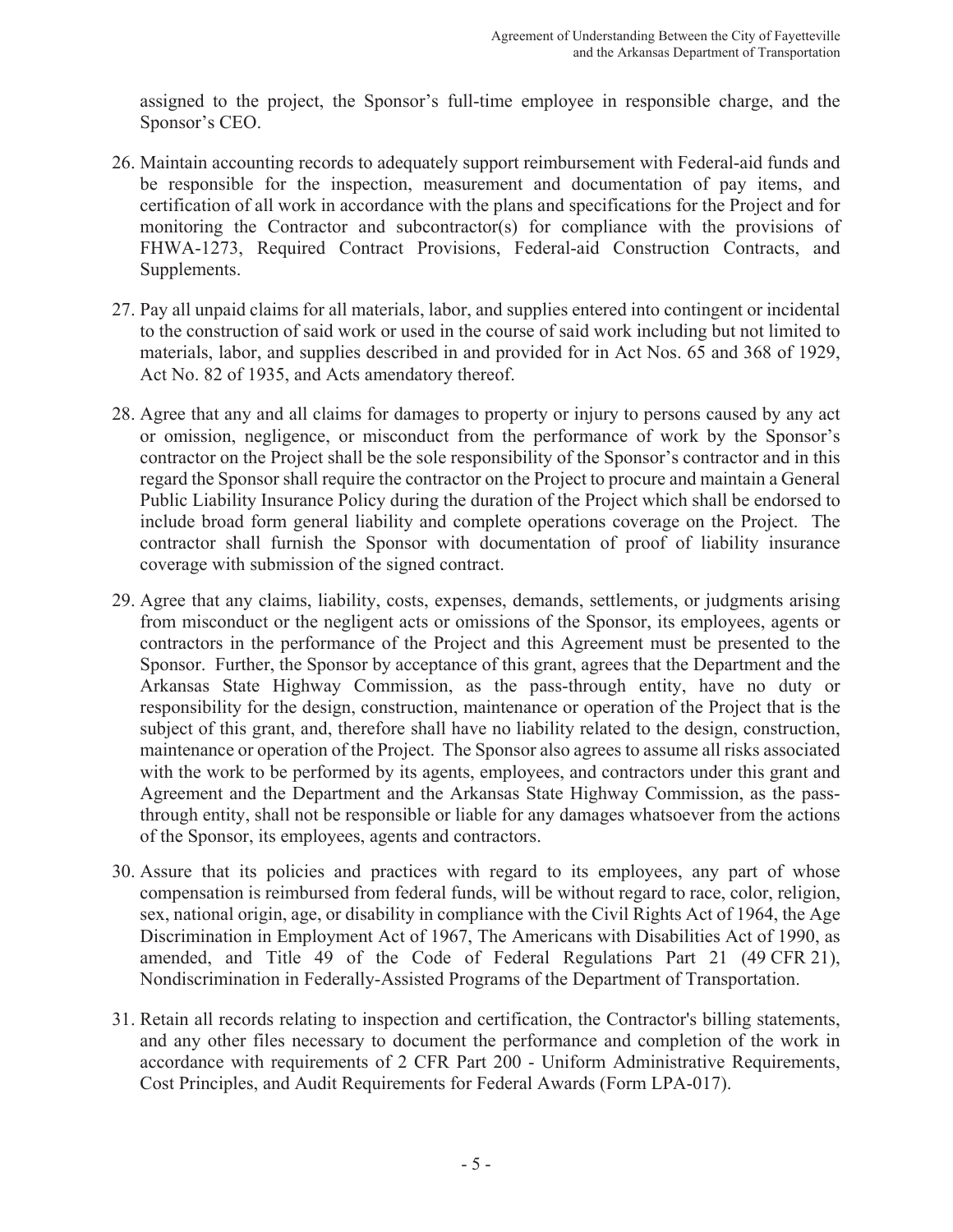assigned to the project, the Sponsor's full-time employee in responsible charge, and the Sponsor's CEO.

26. Maintain accounting records to adequately support reimbursement with Federal-aid funds and be responsible for the inspection, measurement and documentation of pay items, and certification of all work in accordance with the plans and specifications for the Project and for monitoring the Contractor and subcontractor(s) for compliance with the provisions of FHWA-1273, Required Contract Provisions, Federal-aid Construction Contracts, and Supplements.

27. Pay all unpaid claims for all materials, labor, and supplies entered into contingent or incidental to the construction of said work or used in the course of said work including but not limited to materials, labor, and supplies described in and provided for in Act Nos. 65 and 368 of 1929, Act No. 82 of 1935, and Acts amendatory thereof.

28. Agree that any and all claims for damages to property or injury to persons caused by any act or omission, negligence, or misconduct from the performance of work by the Sponsor's contractor on the Project shall be the sole responsibility of the Sponsor's contractor and in this regard the Sponsor shall require the contractor on the Project to procure and maintain a General Public Liability Insurance Policy during the duration of the Project which shall be endorsed to include broad form general liability and complete operations coverage on the Project. The contractor shall furnish the Sponsor with documentation of proof of liability insurance coverage with submission of the signed contract.

29. Agree that any claims, liability, costs, expenses, demands, settlements, or judgments arising from misconduct or the negligent acts or omissions of the Sponsor, its employees, agents or contractors in the performance of the Project and this Agreement must be presented to the Sponsor. Further, the Sponsor by acceptance of this grant, agrees that the Department and the Arkansas State Highway Commission, as the pass-through entity, have no duty or responsibility for the design, construction, maintenance or operation of the Project that is the subject of this grant, and, therefore shall have no liability related to the design, construction, maintenance or operation of the Project. The Sponsor also agrees to assume all risks associated with the work to be performed by its agents, employees, and contractors under this grant and Agreement and the Department and the Arkansas State Highway Commission, as the pass-through entity, shall not be responsible or liable for any damages whatsoever from the actions of the Sponsor, its employees, agents and contractors.

30. Assure that its policies and practices with regard to its employees, any part of whose compensation is reimbursed from federal funds, will be without regard to race, color, religion, sex, national origin, age, or disability in compliance with the Civil Rights Act of 1964, the Age Discrimination in Employment Act of 1967, The Americans with Disabilities Act of 1990, as amended, and Title 49 of the Code of Federal Regulations Part 21 (49 CFR 21), Nondiscrimination in Federally-Assisted Programs of the Department of Transportation.

31. Retain all records relating to inspection and certification, the Contractor's billing statements, and any other files necessary to document the performance and completion of the work in accordance with requirements of 2 CFR Part 200 - Uniform Administrative Requirements, Cost Principles, and Audit Requirements for Federal Awards (Form LPA-017).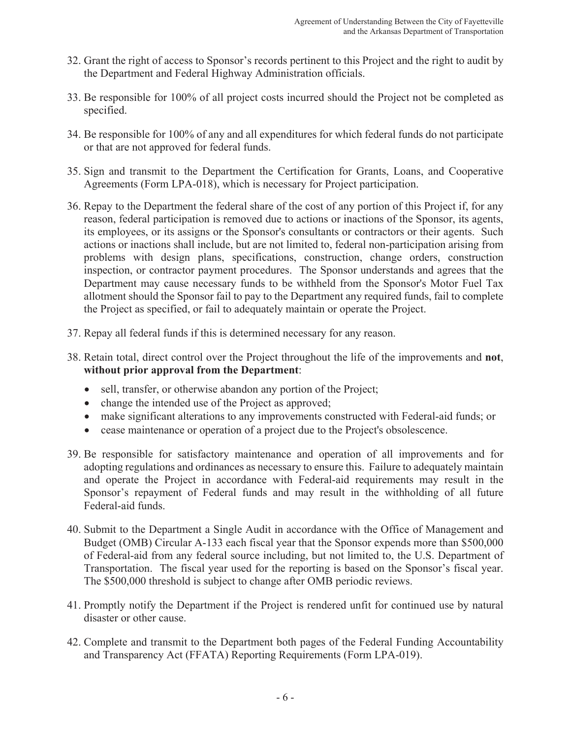32. Grant the right of access to Sponsor's records pertinent to this Project and the right to audit by the Department and Federal Highway Administration officials.

33. Be responsible for 100% of all project costs incurred should the Project not be completed as specified.

34. Be responsible for 100% of any and all expenditures for which federal funds do not participate or that are not approved for federal funds.

35. Sign and transmit to the Department the Certification for Grants, Loans, and Cooperative Agreements (Form LPA-018), which is necessary for Project participation.

36. Repay to the Department the federal share of the cost of any portion of this Project if, for any reason, federal participation is removed due to actions or inactions of the Sponsor, its agents, its employees, or its assigns or the Sponsor's consultants or contractors or their agents. Such actions or inactions shall include, but are not limited to, federal non-participation arising from problems with design plans, specifications, construction, change orders, construction inspection, or contractor payment procedures. The Sponsor understands and agrees that the Department may cause necessary funds to be withheld from the Sponsor's Motor Fuel Tax allotment should the Sponsor fail to pay to the Department any required funds, fail to complete the Project as specified, or fail to adequately maintain or operate the Project.

37. Repay all federal funds if this is determined necessary for any reason.

38. Retain total, direct control over the Project throughout the life of the improvements and **not**, **without prior approval from the Department**:
    - sell, transfer, or otherwise abandon any portion of the Project;
    - change the intended use of the Project as approved;
    - make significant alterations to any improvements constructed with Federal-aid funds; or
    - cease maintenance or operation of a project due to the Project's obsolescence.

39. Be responsible for satisfactory maintenance and operation of all improvements and for adopting regulations and ordinances as necessary to ensure this. Failure to adequately maintain and operate the Project in accordance with Federal-aid requirements may result in the Sponsor's repayment of Federal funds and may result in the withholding of all future Federal-aid funds.

40. Submit to the Department a Single Audit in accordance with the Office of Management and Budget (OMB) Circular A-133 each fiscal year that the Sponsor expends more than $500,000 of Federal-aid from any federal source including, but not limited to, the U.S. Department of Transportation. The fiscal year used for the reporting is based on the Sponsor's fiscal year. The $500,000 threshold is subject to change after OMB periodic reviews.

41. Promptly notify the Department if the Project is rendered unfit for continued use by natural disaster or other cause.

42. Complete and transmit to the Department both pages of the Federal Funding Accountability and Transparency Act (FFATA) Reporting Requirements (Form LPA-019).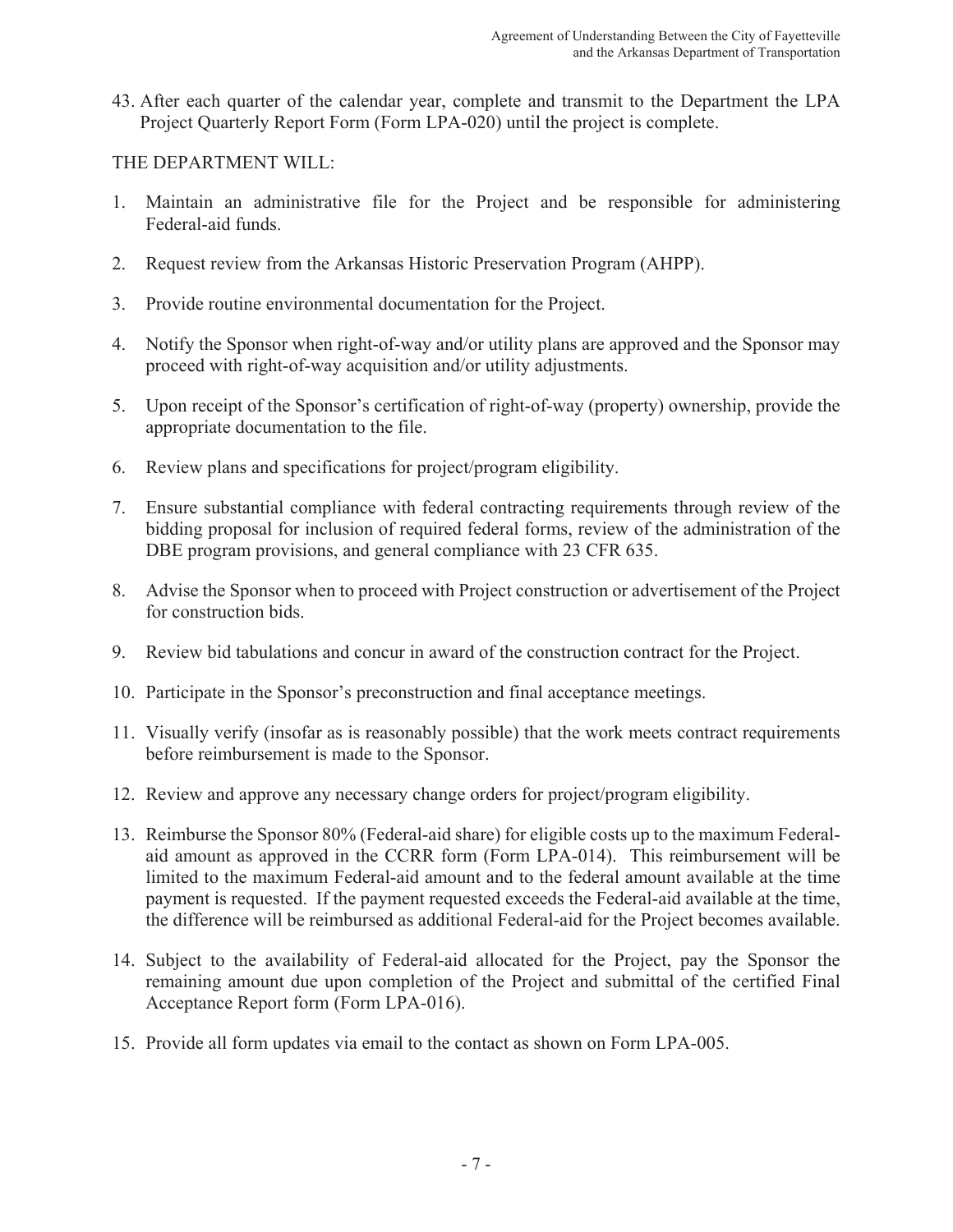43. After each quarter of the calendar year, complete and transmit to the Department the LPA Project Quarterly Report Form (Form LPA-020) until the project is complete.

THE DEPARTMENT WILL:

1. Maintain an administrative file for the Project and be responsible for administering Federal-aid funds.

2. Request review from the Arkansas Historic Preservation Program (AHPP).

3. Provide routine environmental documentation for the Project.

4. Notify the Sponsor when right-of-way and/or utility plans are approved and the Sponsor may proceed with right-of-way acquisition and/or utility adjustments.

5. Upon receipt of the Sponsor's certification of right-of-way (property) ownership, provide the appropriate documentation to the file.

6. Review plans and specifications for project/program eligibility.

7. Ensure substantial compliance with federal contracting requirements through review of the bidding proposal for inclusion of required federal forms, review of the administration of the DBE program provisions, and general compliance with 23 CFR 635.

8. Advise the Sponsor when to proceed with Project construction or advertisement of the Project for construction bids.

9. Review bid tabulations and concur in award of the construction contract for the Project.

10. Participate in the Sponsor's preconstruction and final acceptance meetings.

11. Visually verify (insofar as is reasonably possible) that the work meets contract requirements before reimbursement is made to the Sponsor.

12. Review and approve any necessary change orders for project/program eligibility.

13. Reimburse the Sponsor 80% (Federal-aid share) for eligible costs up to the maximum Federal-aid amount as approved in the CCRR form (Form LPA-014). This reimbursement will be limited to the maximum Federal-aid amount and to the federal amount available at the time payment is requested. If the payment requested exceeds the Federal-aid available at the time, the difference will be reimbursed as additional Federal-aid for the Project becomes available.

14. Subject to the availability of Federal-aid allocated for the Project, pay the Sponsor the remaining amount due upon completion of the Project and submittal of the certified Final Acceptance Report form (Form LPA-016).

15. Provide all form updates via email to the contact as shown on Form LPA-005.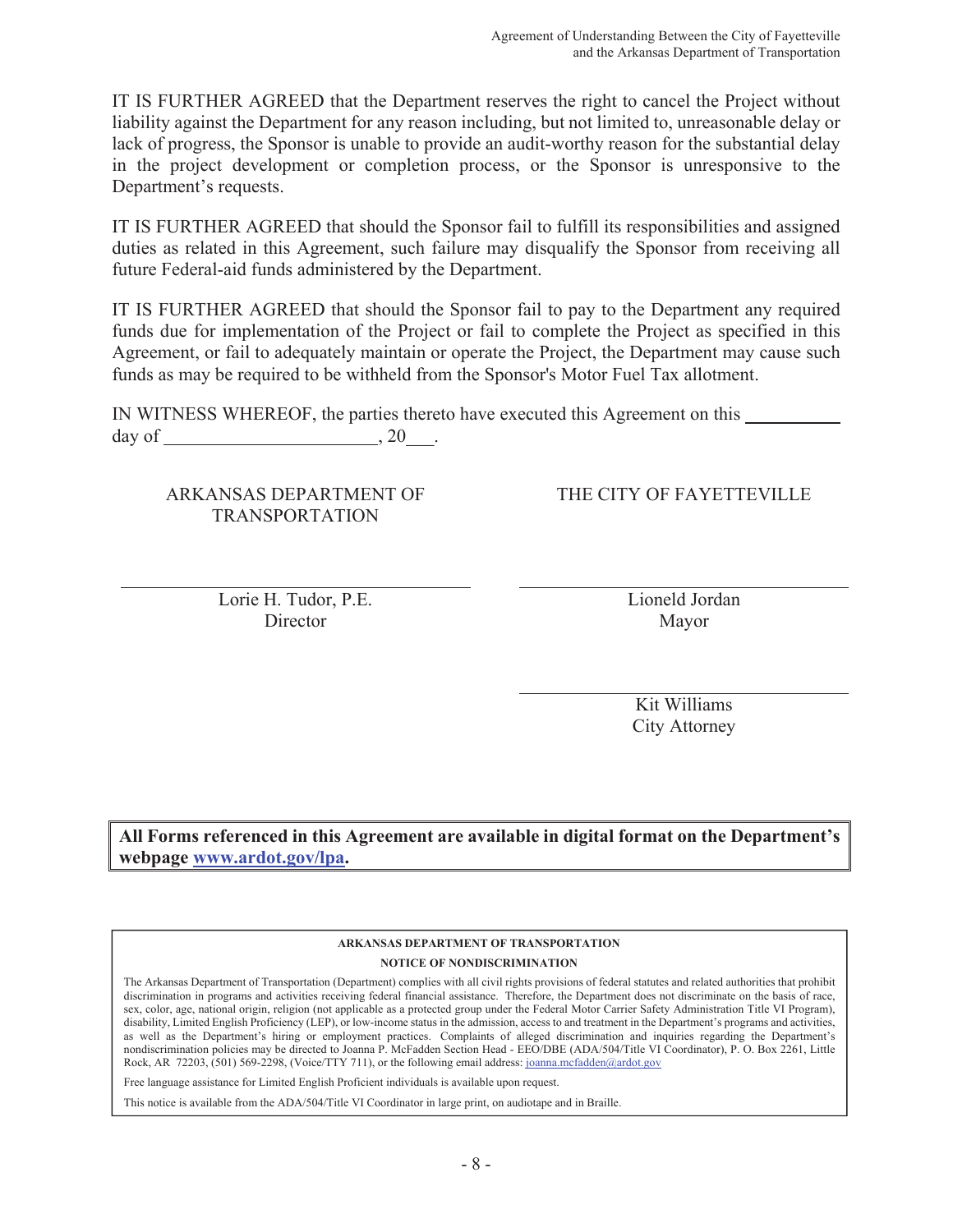IT IS FURTHER AGREED that the Department reserves the right to cancel the Project without liability against the Department for any reason including, but not limited to, unreasonable delay or lack of progress, the Sponsor is unable to provide an audit-worthy reason for the substantial delay in the project development or completion process, or the Sponsor is unresponsive to the Department's requests.

IT IS FURTHER AGREED that should the Sponsor fail to fulfill its responsibilities and assigned duties as related in this Agreement, such failure may disqualify the Sponsor from receiving all future Federal-aid funds administered by the Department.

IT IS FURTHER AGREED that should the Sponsor fail to pay to the Department any required funds due for implementation of the Project or fail to complete the Project as specified in this Agreement, or fail to adequately maintain or operate the Project, the Department may cause such funds as may be required to be withheld from the Sponsor's Motor Fuel Tax allotment.

IN WITNESS WHEREOF, the parties thereto have executed this Agreement on this __________ day of ______________________, 20___.

| ARKANSAS DEPARTMENT OF TRANSPORTATION | THE CITY OF FAYETTEVILLE |
|---|---|
| ______________________ | ______________________ |
| Lorie H. Tudor, P.E.<br>Director | Lioneld Jordan<br>Mayor |
| | ______________________ |
| | Kit Williams<br>City Attorney |

**All Forms referenced in this Agreement are available in digital format on the Department's webpage [www.ardot.gov/lpa](www.ardot.gov/lpa).**

**ARKANSAS DEPARTMENT OF TRANSPORTATION**

**NOTICE OF NONDISCRIMINATION**

The Arkansas Department of Transportation (Department) complies with all civil rights provisions of federal statutes and related authorities that prohibit discrimination in programs and activities receiving federal financial assistance. Therefore, the Department does not discriminate on the basis of race, sex, color, age, national origin, religion (not applicable as a protected group under the Federal Motor Carrier Safety Administration Title VI Program), disability, Limited English Proficiency (LEP), or low-income status in the admission, access to and treatment in the Department's programs and activities, as well as the Department's hiring or employment practices. Complaints of alleged discrimination and inquiries regarding the Department's nondiscrimination policies may be directed to Joanna P. McFadden Section Head - EEO/DBE (ADA/504/Title VI Coordinator), P. O. Box 2261, Little Rock, AR 72203, (501) 569-2298, (Voice/TTY 711), or the following email address: joanna.mcfadden@ardot.gov

Free language assistance for Limited English Proficient individuals is available upon request.

This notice is available from the ADA/504/Title VI Coordinator in large print, on audiotape and in Braille.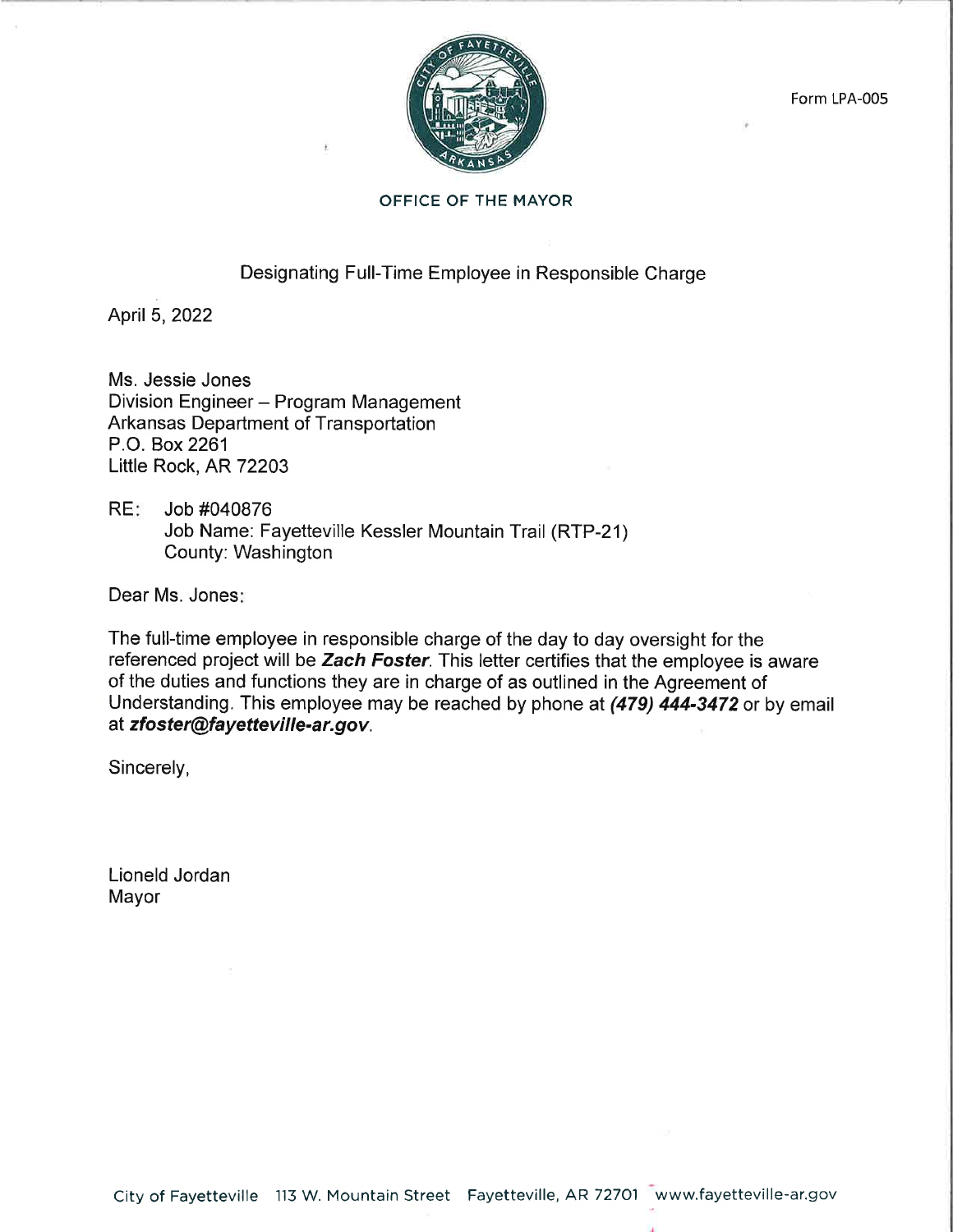Form LPA-005

OFFICE OF THE MAYOR

Designating Full-Time Employee in Responsible Charge

April 5, 2022

Ms. Jessie Jones
Division Engineer – Program Management
Arkansas Department of Transportation
P.O. Box 2261
Little Rock, AR 72203

RE: Job #040876
Job Name: Fayetteville Kessler Mountain Trail (RTP-21)
County: Washington

Dear Ms. Jones:

The full-time employee in responsible charge of the day to day oversight for the referenced project will be ***Zach Foster***. This letter certifies that the employee is aware of the duties and functions they are in charge of as outlined in the Agreement of Understanding. This employee may be reached by phone at ***(479) 444-3472*** or by email at ***zfoster@fayetteville-ar.gov***.

Sincerely,

Lioneld Jordan
Mayor

City of Fayetteville 113 W. Mountain Street Fayetteville, AR 72701 www.fayetteville-ar.gov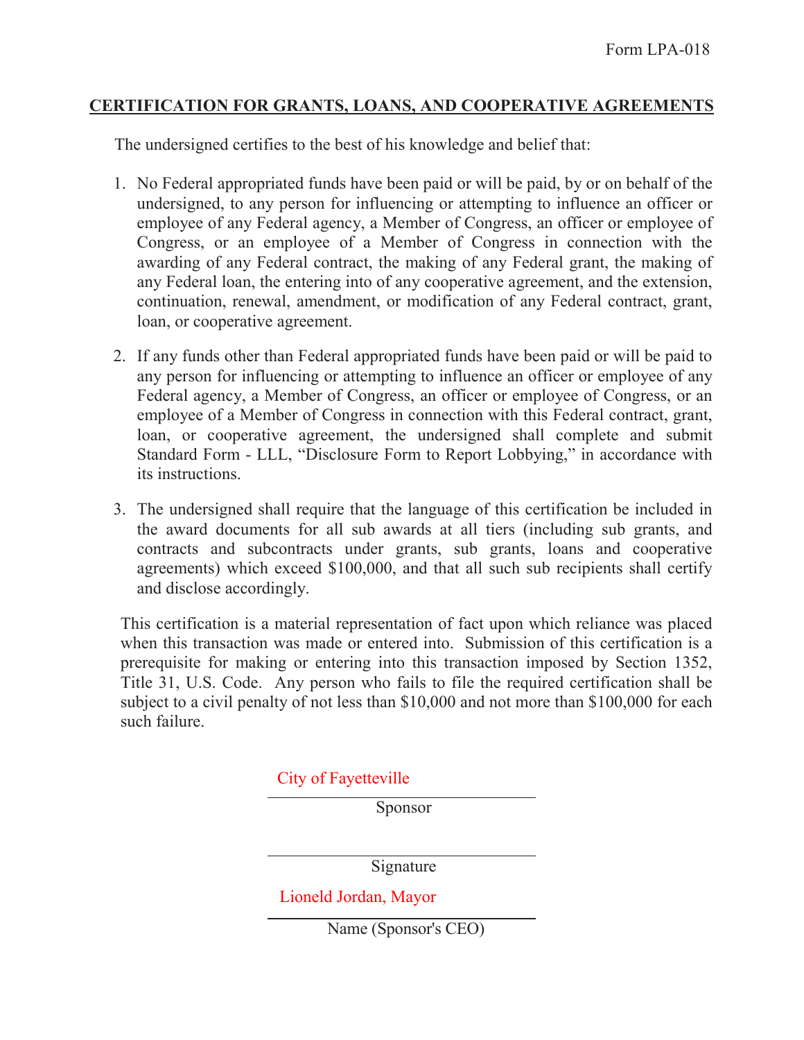Form LPA-018

## CERTIFICATION FOR GRANTS, LOANS, AND COOPERATIVE AGREEMENTS

The undersigned certifies to the best of his knowledge and belief that:

1. No Federal appropriated funds have been paid or will be paid, by or on behalf of the undersigned, to any person for influencing or attempting to influence an officer or employee of any Federal agency, a Member of Congress, an officer or employee of Congress, or an employee of a Member of Congress in connection with the awarding of any Federal contract, the making of any Federal grant, the making of any Federal loan, the entering into of any cooperative agreement, and the extension, continuation, renewal, amendment, or modification of any Federal contract, grant, loan, or cooperative agreement.

2. If any funds other than Federal appropriated funds have been paid or will be paid to any person for influencing or attempting to influence an officer or employee of any Federal agency, a Member of Congress, an officer or employee of Congress, or an employee of a Member of Congress in connection with this Federal contract, grant, loan, or cooperative agreement, the undersigned shall complete and submit Standard Form - LLL, "Disclosure Form to Report Lobbying," in accordance with its instructions.

3. The undersigned shall require that the language of this certification be included in the award documents for all sub awards at all tiers (including sub grants, and contracts and subcontracts under grants, sub grants, loans and cooperative agreements) which exceed $100,000, and that all such sub recipients shall certify and disclose accordingly.

This certification is a material representation of fact upon which reliance was placed when this transaction was made or entered into. Submission of this certification is a prerequisite for making or entering into this transaction imposed by Section 1352, Title 31, U.S. Code. Any person who fails to file the required certification shall be subject to a civil penalty of not less than $10,000 and not more than $100,000 for each such failure.

City of Fayetteville
_______________________________
Sponsor

_______________________________
Signature

Lioneld Jordan, Mayor
_______________________________
Name (Sponsor's CEO)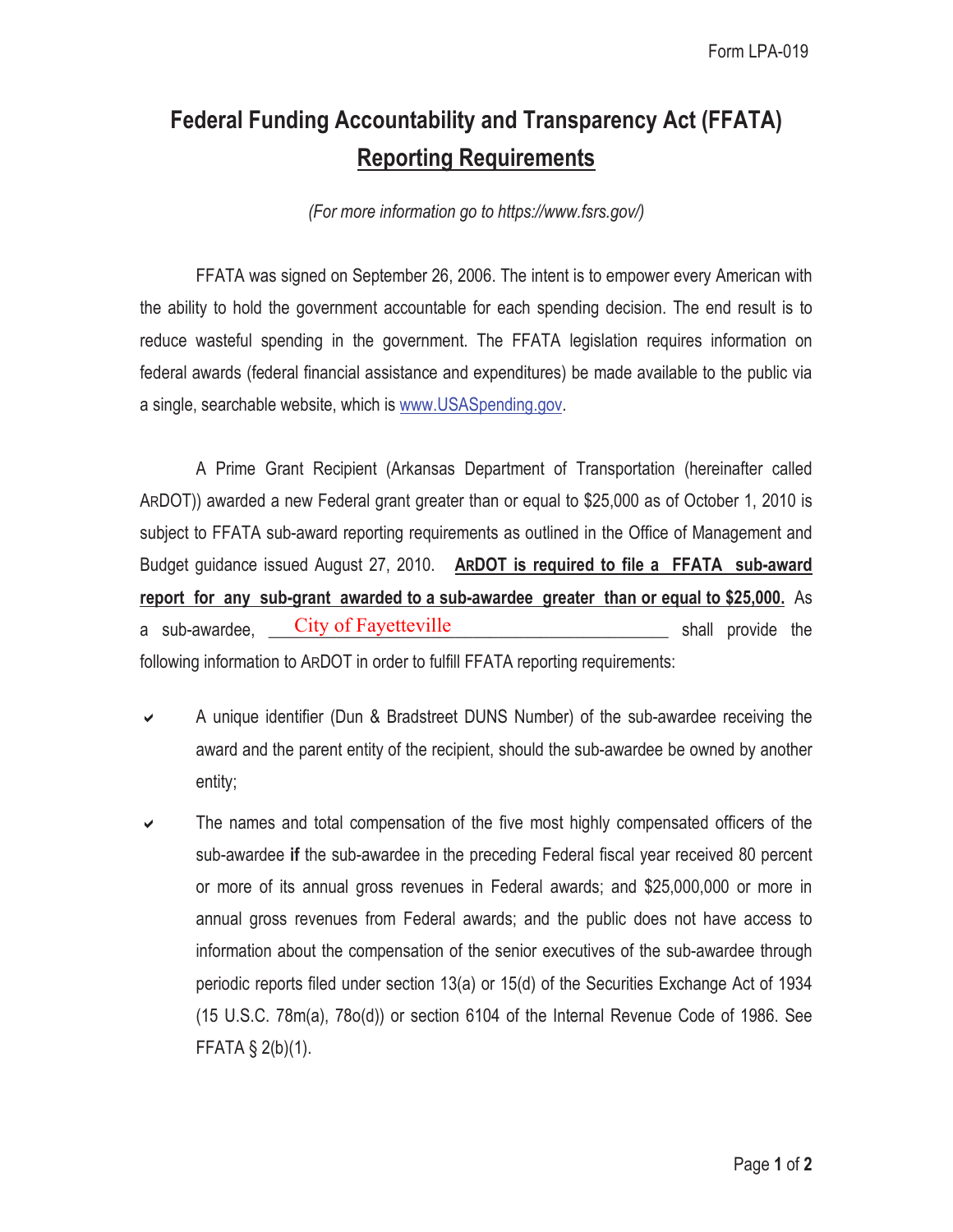Form LPA-019

# Federal Funding Accountability and Transparency Act (FFATA) Reporting Requirements

*(For more information go to https://www.fsrs.gov/)*

FFATA was signed on September 26, 2006. The intent is to empower every American with the ability to hold the government accountable for each spending decision. The end result is to reduce wasteful spending in the government. The FFATA legislation requires information on federal awards (federal financial assistance and expenditures) be made available to the public via a single, searchable website, which is www.USASpending.gov.

A Prime Grant Recipient (Arkansas Department of Transportation (hereinafter called ARDOT)) awarded a new Federal grant greater than or equal to $25,000 as of October 1, 2010 is subject to FFATA sub-award reporting requirements as outlined in the Office of Management and Budget guidance issued August 27, 2010. **ARDOT is required to file a FFATA sub-award report for any sub-grant awarded to a sub-awardee greater than or equal to $25,000.** As a sub-awardee, City of Fayetteville shall provide the following information to ARDOT in order to fulfill FFATA reporting requirements:

- ✔ A unique identifier (Dun & Bradstreet DUNS Number) of the sub-awardee receiving the award and the parent entity of the recipient, should the sub-awardee be owned by another entity;
- ✔ The names and total compensation of the five most highly compensated officers of the sub-awardee **if** the sub-awardee in the preceding Federal fiscal year received 80 percent or more of its annual gross revenues in Federal awards; and $25,000,000 or more in annual gross revenues from Federal awards; and the public does not have access to information about the compensation of the senior executives of the sub-awardee through periodic reports filed under section 13(a) or 15(d) of the Securities Exchange Act of 1934 (15 U.S.C. 78m(a), 78o(d)) or section 6104 of the Internal Revenue Code of 1986. See FFATA § 2(b)(1).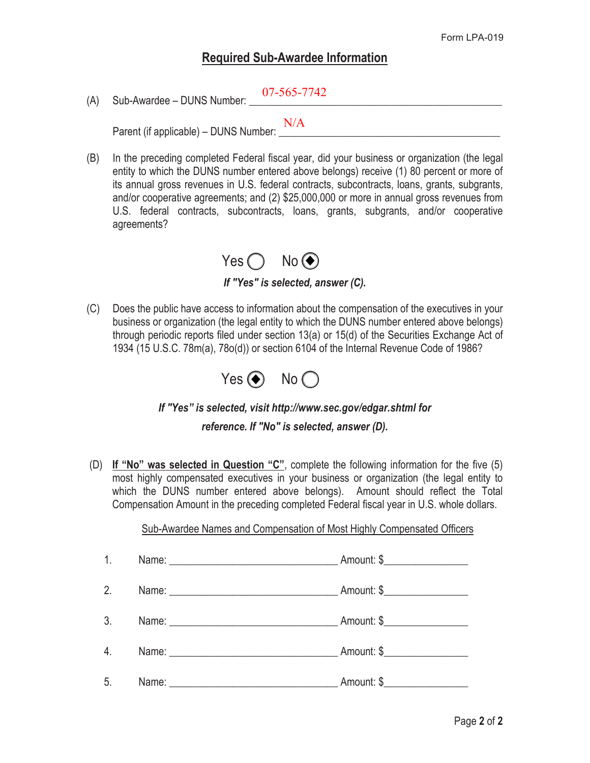Form LPA-019

## Required Sub-Awardee Information

(A) Sub-Awardee – DUNS Number: 07-565-7742

Parent (if applicable) – DUNS Number: N/A

(B) In the preceding completed Federal fiscal year, did your business or organization (the legal entity to which the DUNS number entered above belongs) receive (1) 80 percent or more of its annual gross revenues in U.S. federal contracts, subcontracts, loans, grants, subgrants, and/or cooperative agreements; and (2) $25,000,000 or more in annual gross revenues from U.S. federal contracts, subcontracts, loans, grants, subgrants, and/or cooperative agreements?

Yes ○ No ◉

***If "Yes" is selected, answer (C).***

(C) Does the public have access to information about the compensation of the executives in your business or organization (the legal entity to which the DUNS number entered above belongs) through periodic reports filed under section 13(a) or 15(d) of the Securities Exchange Act of 1934 (15 U.S.C. 78m(a), 78o(d)) or section 6104 of the Internal Revenue Code of 1986?

Yes ◉ No ○

***If "Yes" is selected, visit http://www.sec.gov/edgar.shtml for reference. If "No" is selected, answer (D).***

(D) **If "No" was selected in Question "C"**, complete the following information for the five (5) most highly compensated executives in your business or organization (the legal entity to which the DUNS number entered above belongs). Amount should reflect the Total Compensation Amount in the preceding completed Federal fiscal year in U.S. whole dollars.

Sub-Awardee Names and Compensation of Most Highly Compensated Officers

1. Name: ______________________________ Amount: $_______________
2. Name: ______________________________ Amount: $_______________
3. Name: ______________________________ Amount: $_______________
4. Name: ______________________________ Amount: $_______________
5. Name: ______________________________ Amount: $_______________